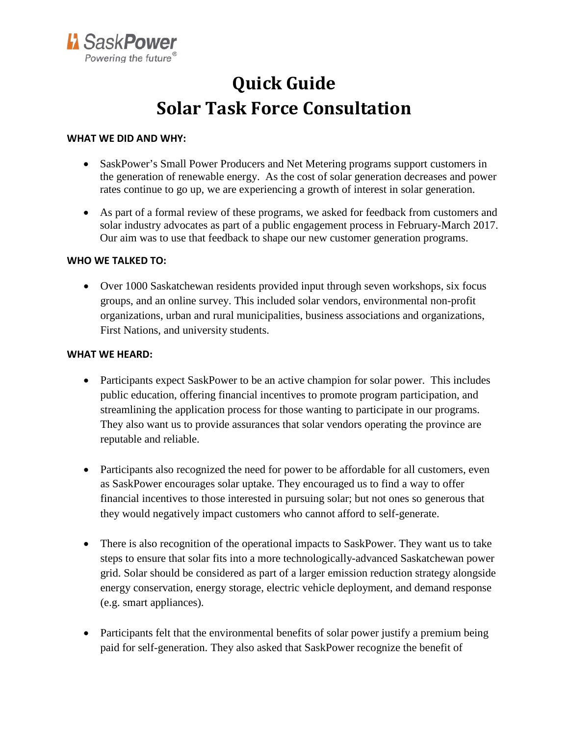SaskPower
Powering the future®

# Quick Guide
# Solar Task Force Consultation

**WHAT WE DID AND WHY:**

- SaskPower's Small Power Producers and Net Metering programs support customers in the generation of renewable energy. As the cost of solar generation decreases and power rates continue to go up, we are experiencing a growth of interest in solar generation.

- As part of a formal review of these programs, we asked for feedback from customers and solar industry advocates as part of a public engagement process in February-March 2017. Our aim was to use that feedback to shape our new customer generation programs.

**WHO WE TALKED TO:**

- Over 1000 Saskatchewan residents provided input through seven workshops, six focus groups, and an online survey. This included solar vendors, environmental non-profit organizations, urban and rural municipalities, business associations and organizations, First Nations, and university students.

**WHAT WE HEARD:**

- Participants expect SaskPower to be an active champion for solar power. This includes public education, offering financial incentives to promote program participation, and streamlining the application process for those wanting to participate in our programs. They also want us to provide assurances that solar vendors operating the province are reputable and reliable.

- Participants also recognized the need for power to be affordable for all customers, even as SaskPower encourages solar uptake. They encouraged us to find a way to offer financial incentives to those interested in pursuing solar; but not ones so generous that they would negatively impact customers who cannot afford to self-generate.

- There is also recognition of the operational impacts to SaskPower. They want us to take steps to ensure that solar fits into a more technologically-advanced Saskatchewan power grid. Solar should be considered as part of a larger emission reduction strategy alongside energy conservation, energy storage, electric vehicle deployment, and demand response (e.g. smart appliances).

- Participants felt that the environmental benefits of solar power justify a premium being paid for self-generation. They also asked that SaskPower recognize the benefit of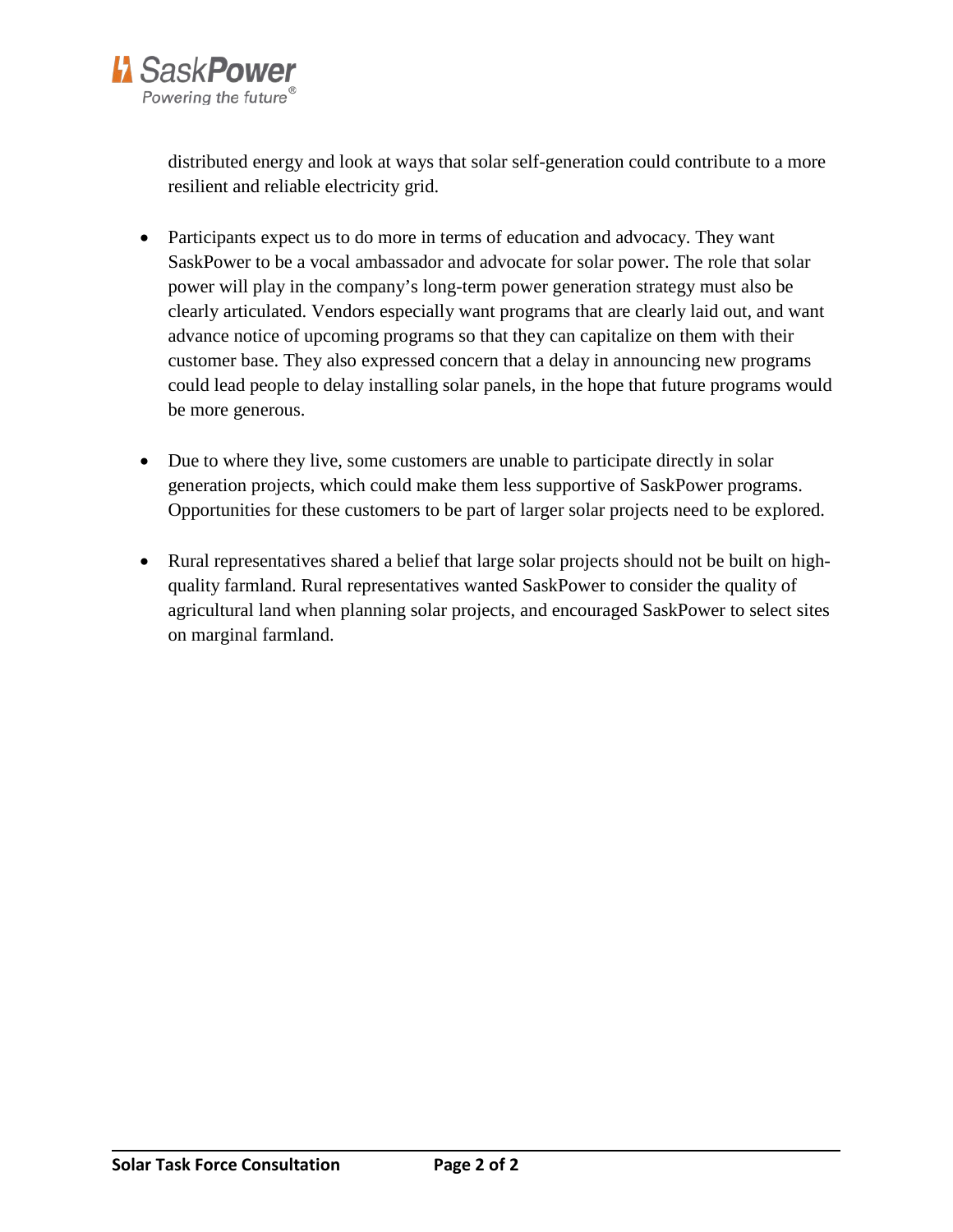distributed energy and look at ways that solar self-generation could contribute to a more resilient and reliable electricity grid.

- Participants expect us to do more in terms of education and advocacy. They want SaskPower to be a vocal ambassador and advocate for solar power. The role that solar power will play in the company's long-term power generation strategy must also be clearly articulated. Vendors especially want programs that are clearly laid out, and want advance notice of upcoming programs so that they can capitalize on them with their customer base. They also expressed concern that a delay in announcing new programs could lead people to delay installing solar panels, in the hope that future programs would be more generous.

- Due to where they live, some customers are unable to participate directly in solar generation projects, which could make them less supportive of SaskPower programs. Opportunities for these customers to be part of larger solar projects need to be explored.

- Rural representatives shared a belief that large solar projects should not be built on high-quality farmland. Rural representatives wanted SaskPower to consider the quality of agricultural land when planning solar projects, and encouraged SaskPower to select sites on marginal farmland.